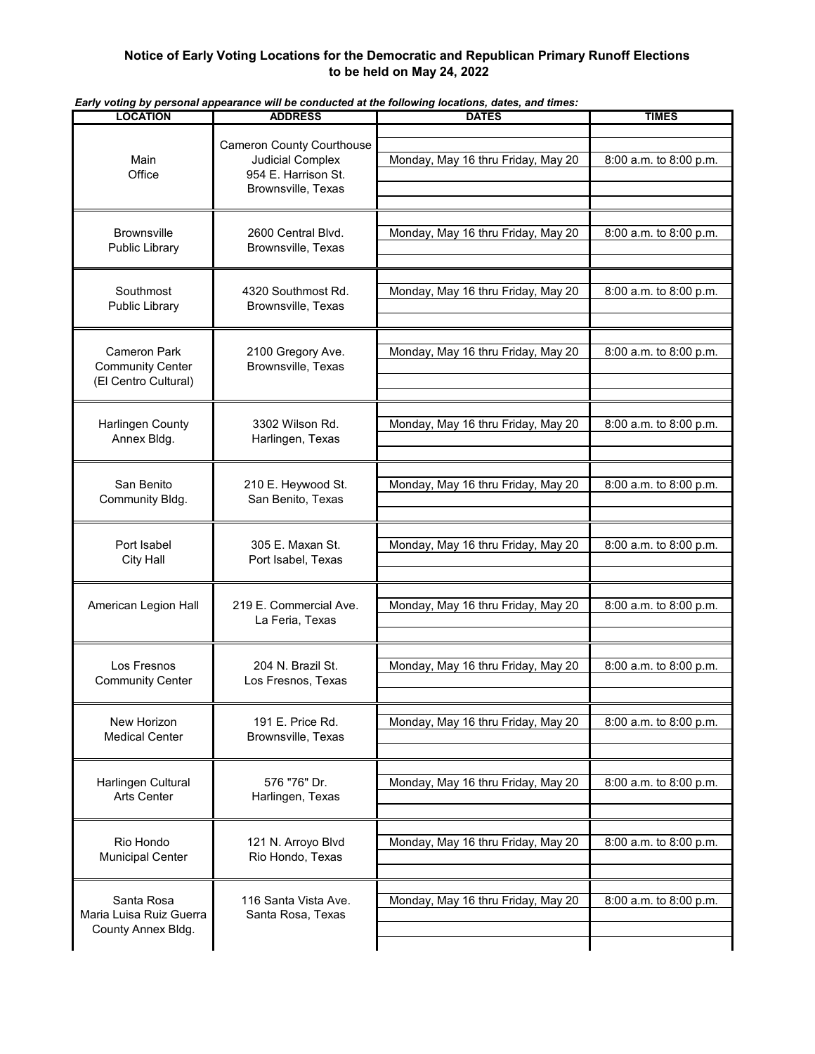**Notice of Early Voting Locations for the Democratic and Republican Primary Runoff Elections to be held on May 24, 2022**

***Early voting by personal appearance will be conducted at the following locations, dates, and times:***

| LOCATION | ADDRESS | DATES | TIMES |
|---|---|---|---|
| Main Office | Cameron County Courthouse Judicial Complex 954 E. Harrison St. Brownsville, Texas | Monday, May 16 thru Friday, May 20 | 8:00 a.m. to 8:00 p.m. |
| Brownsville Public Library | 2600 Central Blvd. Brownsville, Texas | Monday, May 16 thru Friday, May 20 | 8:00 a.m. to 8:00 p.m. |
| Southmost Public Library | 4320 Southmost Rd. Brownsville, Texas | Monday, May 16 thru Friday, May 20 | 8:00 a.m. to 8:00 p.m. |
| Cameron Park Community Center (El Centro Cultural) | 2100 Gregory Ave. Brownsville, Texas | Monday, May 16 thru Friday, May 20 | 8:00 a.m. to 8:00 p.m. |
| Harlingen County Annex Bldg. | 3302 Wilson Rd. Harlingen, Texas | Monday, May 16 thru Friday, May 20 | 8:00 a.m. to 8:00 p.m. |
| San Benito Community Bldg. | 210 E. Heywood St. San Benito, Texas | Monday, May 16 thru Friday, May 20 | 8:00 a.m. to 8:00 p.m. |
| Port Isabel City Hall | 305 E. Maxan St. Port Isabel, Texas | Monday, May 16 thru Friday, May 20 | 8:00 a.m. to 8:00 p.m. |
| American Legion Hall | 219 E. Commercial Ave. La Feria, Texas | Monday, May 16 thru Friday, May 20 | 8:00 a.m. to 8:00 p.m. |
| Los Fresnos Community Center | 204 N. Brazil St. Los Fresnos, Texas | Monday, May 16 thru Friday, May 20 | 8:00 a.m. to 8:00 p.m. |
| New Horizon Medical Center | 191 E. Price Rd. Brownsville, Texas | Monday, May 16 thru Friday, May 20 | 8:00 a.m. to 8:00 p.m. |
| Harlingen Cultural Arts Center | 576 "76" Dr. Harlingen, Texas | Monday, May 16 thru Friday, May 20 | 8:00 a.m. to 8:00 p.m. |
| Rio Hondo Municipal Center | 121 N. Arroyo Blvd Rio Hondo, Texas | Monday, May 16 thru Friday, May 20 | 8:00 a.m. to 8:00 p.m. |
| Santa Rosa Maria Luisa Ruiz Guerra County Annex Bldg. | 116 Santa Vista Ave. Santa Rosa, Texas | Monday, May 16 thru Friday, May 20 | 8:00 a.m. to 8:00 p.m. |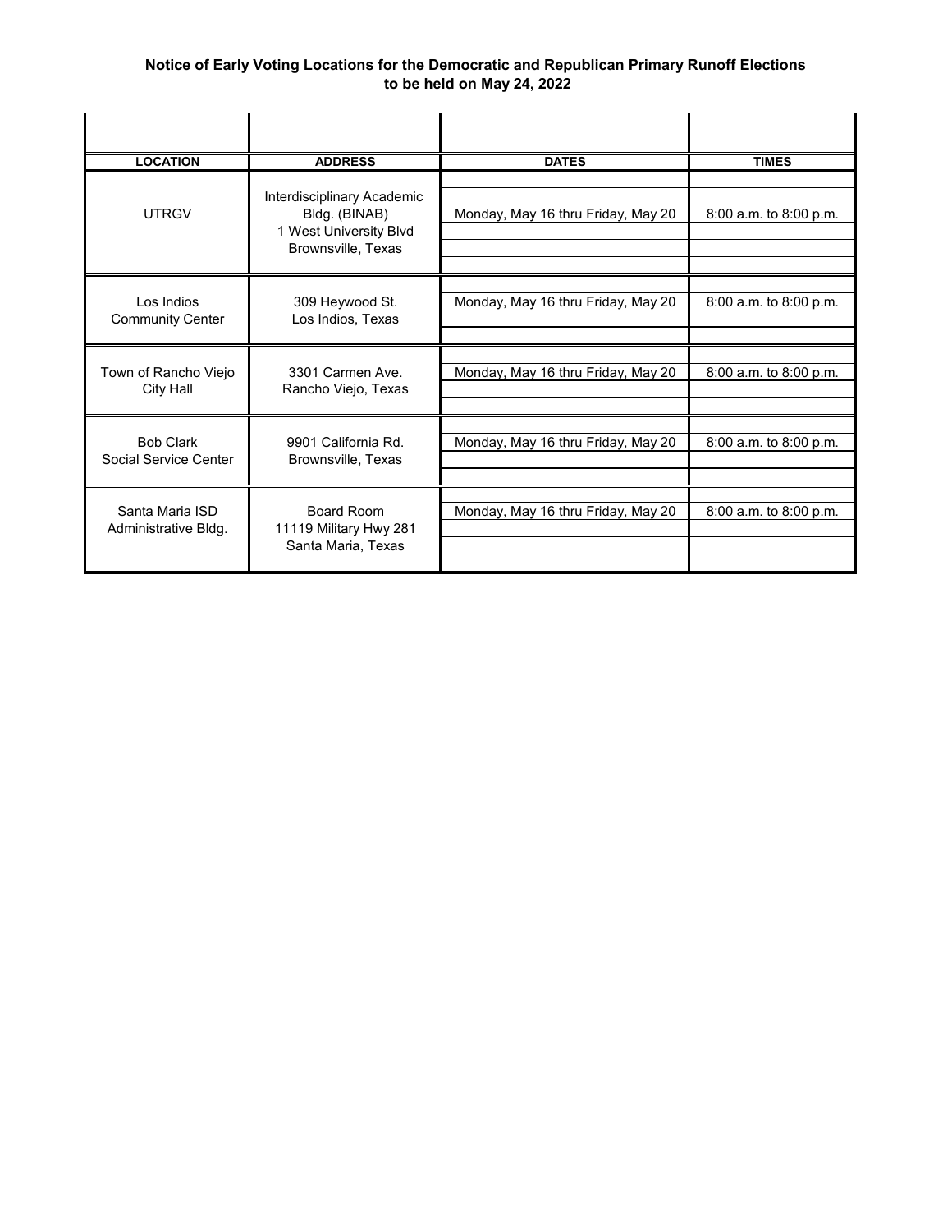**Notice of Early Voting Locations for the Democratic and Republican Primary Runoff Elections to be held on May 24, 2022**

| LOCATION | ADDRESS | DATES | TIMES |
|---|---|---|---|
| UTRGV | Interdisciplinary Academic Bldg. (BINAB) 1 West University Blvd Brownsville, Texas | Monday, May 16 thru Friday, May 20 | 8:00 a.m. to 8:00 p.m. |
| Los Indios Community Center | 309 Heywood St. Los Indios, Texas | Monday, May 16 thru Friday, May 20 | 8:00 a.m. to 8:00 p.m. |
| Town of Rancho Viejo City Hall | 3301 Carmen Ave. Rancho Viejo, Texas | Monday, May 16 thru Friday, May 20 | 8:00 a.m. to 8:00 p.m. |
| Bob Clark Social Service Center | 9901 California Rd. Brownsville, Texas | Monday, May 16 thru Friday, May 20 | 8:00 a.m. to 8:00 p.m. |
| Santa Maria ISD Administrative Bldg. | Board Room 11119 Military Hwy 281 Santa Maria, Texas | Monday, May 16 thru Friday, May 20 | 8:00 a.m. to 8:00 p.m. |